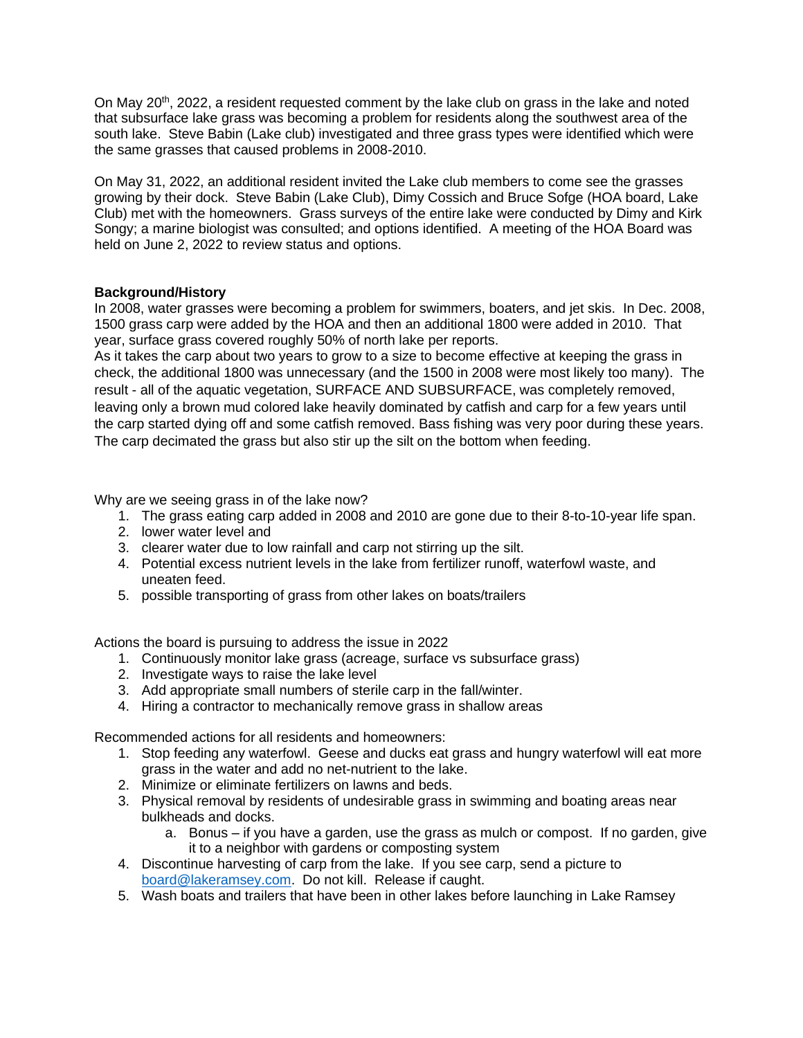On May 20th, 2022, a resident requested comment by the lake club on grass in the lake and noted that subsurface lake grass was becoming a problem for residents along the southwest area of the south lake. Steve Babin (Lake club) investigated and three grass types were identified which were the same grasses that caused problems in 2008-2010.

On May 31, 2022, an additional resident invited the Lake club members to come see the grasses growing by their dock. Steve Babin (Lake Club), Dimy Cossich and Bruce Sofge (HOA board, Lake Club) met with the homeowners. Grass surveys of the entire lake were conducted by Dimy and Kirk Songy; a marine biologist was consulted; and options identified. A meeting of the HOA Board was held on June 2, 2022 to review status and options.

**Background/History**

In 2008, water grasses were becoming a problem for swimmers, boaters, and jet skis. In Dec. 2008, 1500 grass carp were added by the HOA and then an additional 1800 were added in 2010. That year, surface grass covered roughly 50% of north lake per reports.

As it takes the carp about two years to grow to a size to become effective at keeping the grass in check, the additional 1800 was unnecessary (and the 1500 in 2008 were most likely too many). The result - all of the aquatic vegetation, SURFACE AND SUBSURFACE, was completely removed, leaving only a brown mud colored lake heavily dominated by catfish and carp for a few years until the carp started dying off and some catfish removed. Bass fishing was very poor during these years. The carp decimated the grass but also stir up the silt on the bottom when feeding.

Why are we seeing grass in of the lake now?

1. The grass eating carp added in 2008 and 2010 are gone due to their 8-to-10-year life span.
2. lower water level and
3. clearer water due to low rainfall and carp not stirring up the silt.
4. Potential excess nutrient levels in the lake from fertilizer runoff, waterfowl waste, and uneaten feed.
5. possible transporting of grass from other lakes on boats/trailers

Actions the board is pursuing to address the issue in 2022

1. Continuously monitor lake grass (acreage, surface vs subsurface grass)
2. Investigate ways to raise the lake level
3. Add appropriate small numbers of sterile carp in the fall/winter.
4. Hiring a contractor to mechanically remove grass in shallow areas

Recommended actions for all residents and homeowners:

1. Stop feeding any waterfowl. Geese and ducks eat grass and hungry waterfowl will eat more grass in the water and add no net-nutrient to the lake.
2. Minimize or eliminate fertilizers on lawns and beds.
3. Physical removal by residents of undesirable grass in swimming and boating areas near bulkheads and docks.
   a. Bonus – if you have a garden, use the grass as mulch or compost. If no garden, give it to a neighbor with gardens or composting system
4. Discontinue harvesting of carp from the lake. If you see carp, send a picture to [board@lakeramsey.com](mailto:board@lakeramsey.com). Do not kill. Release if caught.
5. Wash boats and trailers that have been in other lakes before launching in Lake Ramsey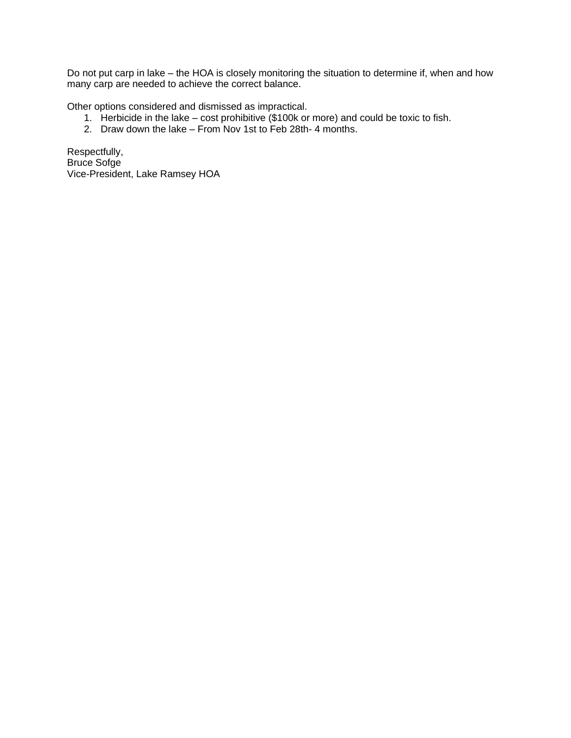Do not put carp in lake – the HOA is closely monitoring the situation to determine if, when and how many carp are needed to achieve the correct balance.

Other options considered and dismissed as impractical.

1. Herbicide in the lake – cost prohibitive ($100k or more) and could be toxic to fish.
2. Draw down the lake – From Nov 1st to Feb 28th- 4 months.

Respectfully,
Bruce Sofge
Vice-President, Lake Ramsey HOA